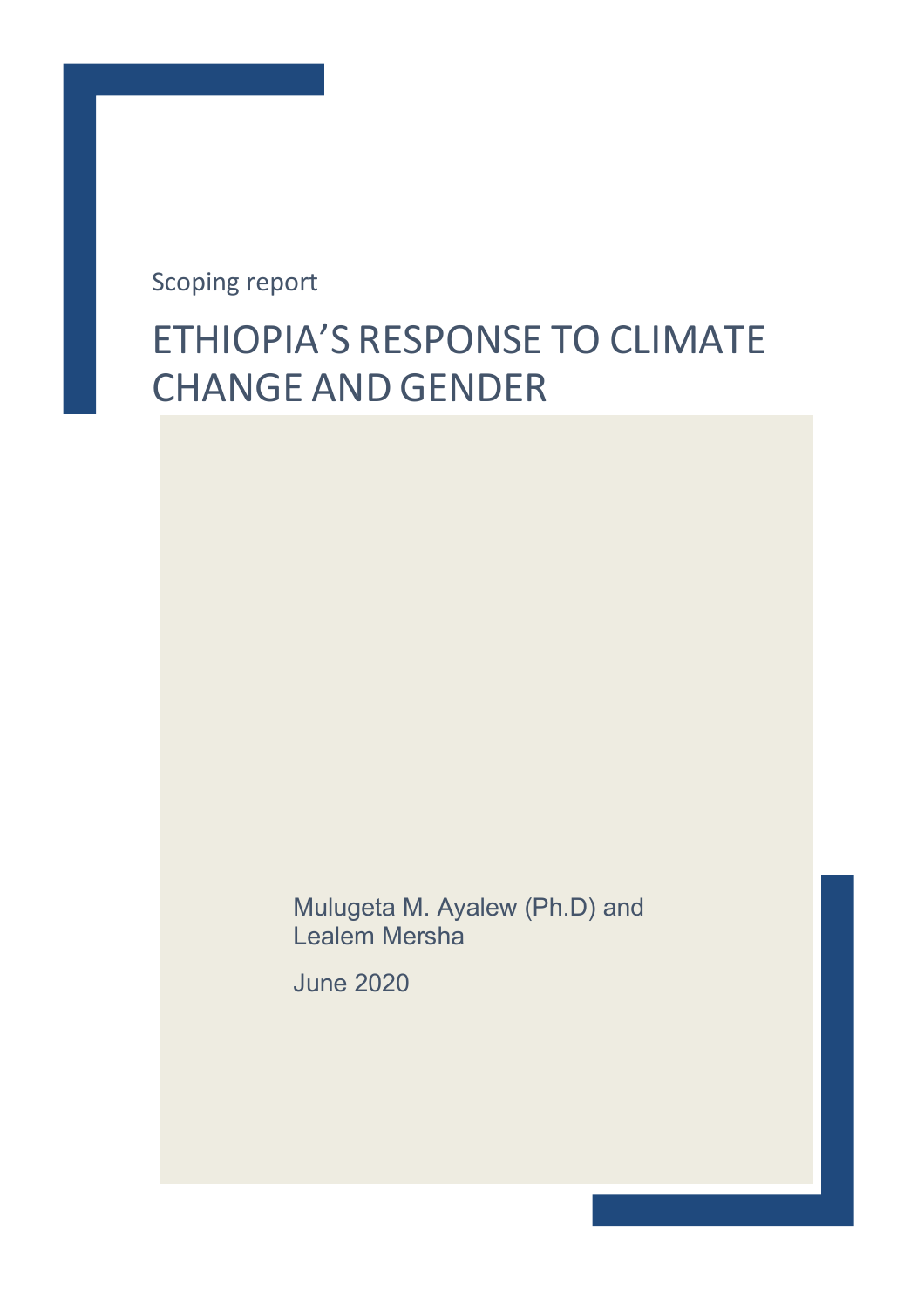Scoping report

# ETHIOPIA’S RESPONSE TO CLIMATE CHANGE AND GENDER

Mulugeta M. Ayalew (Ph.D) and
Lealem Mersha

June 2020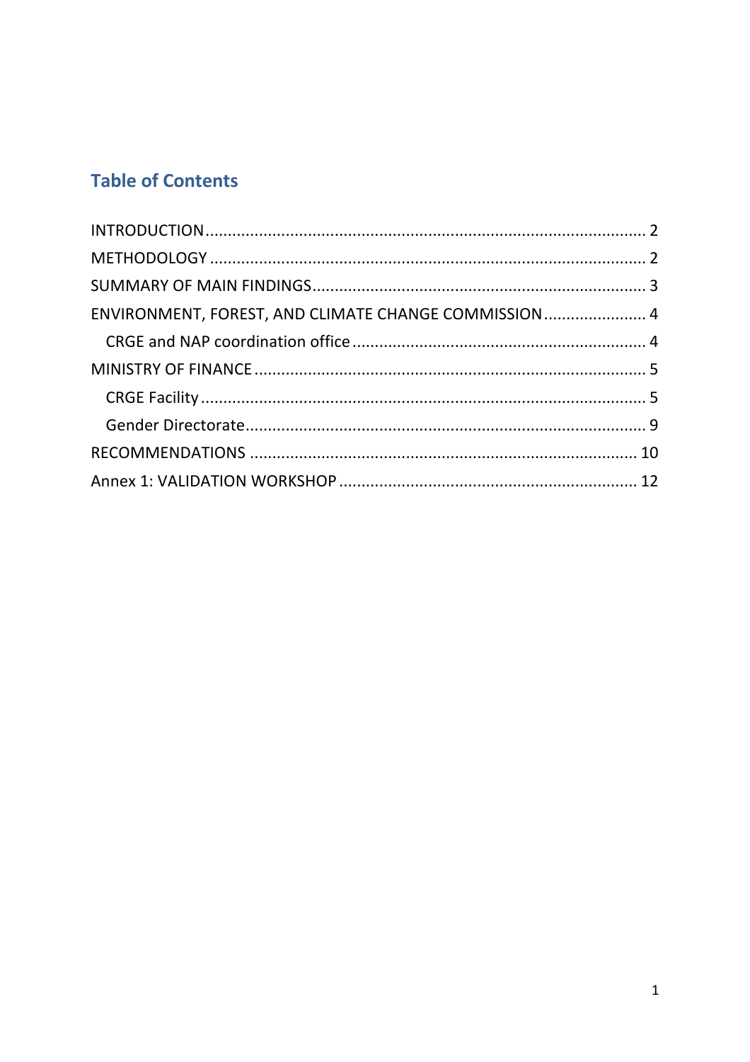## Table of Contents

INTRODUCTION ........ 2
METHODOLOGY ........ 2
SUMMARY OF MAIN FINDINGS ........ 3
ENVIRONMENT, FOREST, AND CLIMATE CHANGE COMMISSION ........ 4
- CRGE and NAP coordination office ........ 4

MINISTRY OF FINANCE ........ 5
- CRGE Facility ........ 5
- Gender Directorate ........ 9

RECOMMENDATIONS ........ 10
Annex 1: VALIDATION WORKSHOP ........ 12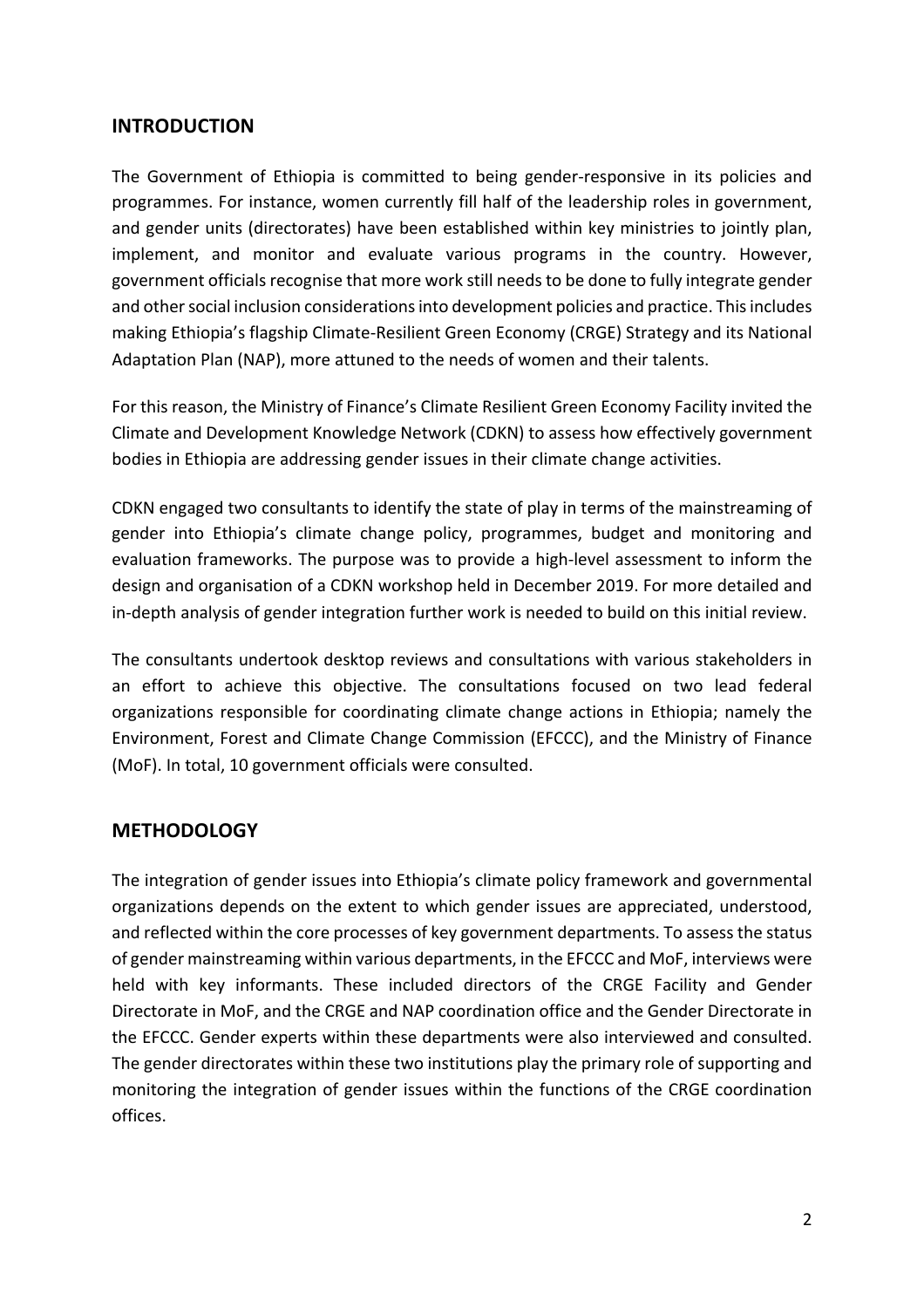## INTRODUCTION

The Government of Ethiopia is committed to being gender-responsive in its policies and programmes. For instance, women currently fill half of the leadership roles in government, and gender units (directorates) have been established within key ministries to jointly plan, implement, and monitor and evaluate various programs in the country. However, government officials recognise that more work still needs to be done to fully integrate gender and other social inclusion considerations into development policies and practice. This includes making Ethiopia's flagship Climate-Resilient Green Economy (CRGE) Strategy and its National Adaptation Plan (NAP), more attuned to the needs of women and their talents.

For this reason, the Ministry of Finance's Climate Resilient Green Economy Facility invited the Climate and Development Knowledge Network (CDKN) to assess how effectively government bodies in Ethiopia are addressing gender issues in their climate change activities.

CDKN engaged two consultants to identify the state of play in terms of the mainstreaming of gender into Ethiopia's climate change policy, programmes, budget and monitoring and evaluation frameworks. The purpose was to provide a high-level assessment to inform the design and organisation of a CDKN workshop held in December 2019. For more detailed and in-depth analysis of gender integration further work is needed to build on this initial review.

The consultants undertook desktop reviews and consultations with various stakeholders in an effort to achieve this objective. The consultations focused on two lead federal organizations responsible for coordinating climate change actions in Ethiopia; namely the Environment, Forest and Climate Change Commission (EFCCC), and the Ministry of Finance (MoF). In total, 10 government officials were consulted.

## METHODOLOGY

The integration of gender issues into Ethiopia's climate policy framework and governmental organizations depends on the extent to which gender issues are appreciated, understood, and reflected within the core processes of key government departments. To assess the status of gender mainstreaming within various departments, in the EFCCC and MoF, interviews were held with key informants. These included directors of the CRGE Facility and Gender Directorate in MoF, and the CRGE and NAP coordination office and the Gender Directorate in the EFCCC. Gender experts within these departments were also interviewed and consulted. The gender directorates within these two institutions play the primary role of supporting and monitoring the integration of gender issues within the functions of the CRGE coordination offices.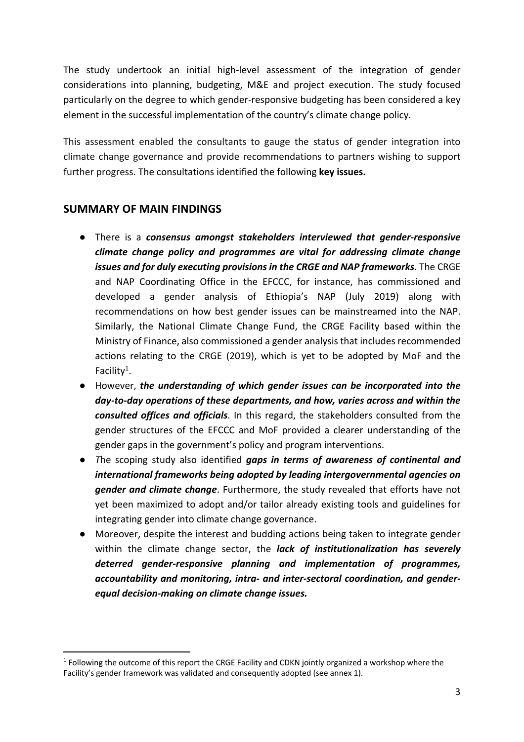The study undertook an initial high-level assessment of the integration of gender considerations into planning, budgeting, M&E and project execution. The study focused particularly on the degree to which gender-responsive budgeting has been considered a key element in the successful implementation of the country's climate change policy.

This assessment enabled the consultants to gauge the status of gender integration into climate change governance and provide recommendations to partners wishing to support further progress. The consultations identified the following **key issues.**

## SUMMARY OF MAIN FINDINGS

- There is a ***consensus amongst stakeholders interviewed that gender-responsive climate change policy and programmes are vital for addressing climate change issues and for duly executing provisions in the CRGE and NAP frameworks***. The CRGE and NAP Coordinating Office in the EFCCC, for instance, has commissioned and developed a gender analysis of Ethiopia's NAP (July 2019) along with recommendations on how best gender issues can be mainstreamed into the NAP. Similarly, the National Climate Change Fund, the CRGE Facility based within the Ministry of Finance, also commissioned a gender analysis that includes recommended actions relating to the CRGE (2019), which is yet to be adopted by MoF and the Facility[1].
- However, ***the understanding of which gender issues can be incorporated into the day-to-day operations of these departments, and how, varies across and within the consulted offices and officials***. In this regard, the stakeholders consulted from the gender structures of the EFCCC and MoF provided a clearer understanding of the gender gaps in the government's policy and program interventions.
- *T*he scoping study also identified ***gaps in terms of awareness of continental and international frameworks being adopted by leading intergovernmental agencies on gender and climate change***. Furthermore, the study revealed that efforts have not yet been maximized to adopt and/or tailor already existing tools and guidelines for integrating gender into climate change governance.
- Moreover, despite the interest and budding actions being taken to integrate gender within the climate change sector, the ***lack of institutionalization has severely deterred gender-responsive planning and implementation of programmes, accountability and monitoring, intra- and inter-sectoral coordination, and gender-equal decision-making on climate change issues.***

[1] Following the outcome of this report the CRGE Facility and CDKN jointly organized a workshop where the Facility's gender framework was validated and consequently adopted (see annex 1).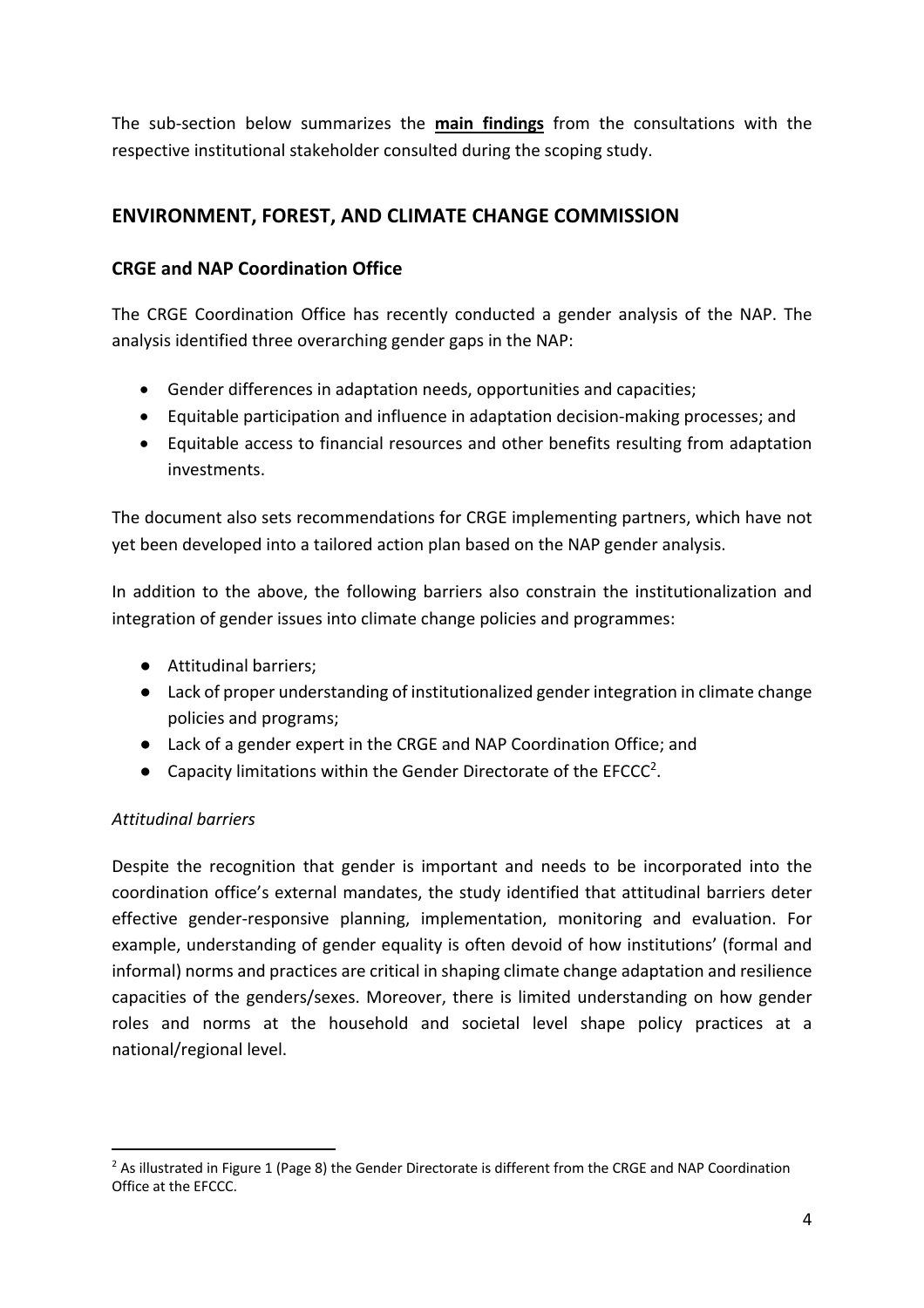The sub-section below summarizes the **main findings** from the consultations with the respective institutional stakeholder consulted during the scoping study.

## ENVIRONMENT, FOREST, AND CLIMATE CHANGE COMMISSION

### CRGE and NAP Coordination Office

The CRGE Coordination Office has recently conducted a gender analysis of the NAP. The analysis identified three overarching gender gaps in the NAP:

- Gender differences in adaptation needs, opportunities and capacities;
- Equitable participation and influence in adaptation decision-making processes; and
- Equitable access to financial resources and other benefits resulting from adaptation investments.

The document also sets recommendations for CRGE implementing partners, which have not yet been developed into a tailored action plan based on the NAP gender analysis.

In addition to the above, the following barriers also constrain the institutionalization and integration of gender issues into climate change policies and programmes:

- Attitudinal barriers;
- Lack of proper understanding of institutionalized gender integration in climate change policies and programs;
- Lack of a gender expert in the CRGE and NAP Coordination Office; and
- Capacity limitations within the Gender Directorate of the EFCCC[2].

*Attitudinal barriers*

Despite the recognition that gender is important and needs to be incorporated into the coordination office's external mandates, the study identified that attitudinal barriers deter effective gender-responsive planning, implementation, monitoring and evaluation. For example, understanding of gender equality is often devoid of how institutions' (formal and informal) norms and practices are critical in shaping climate change adaptation and resilience capacities of the genders/sexes. Moreover, there is limited understanding on how gender roles and norms at the household and societal level shape policy practices at a national/regional level.

[2] As illustrated in Figure 1 (Page 8) the Gender Directorate is different from the CRGE and NAP Coordination Office at the EFCCC.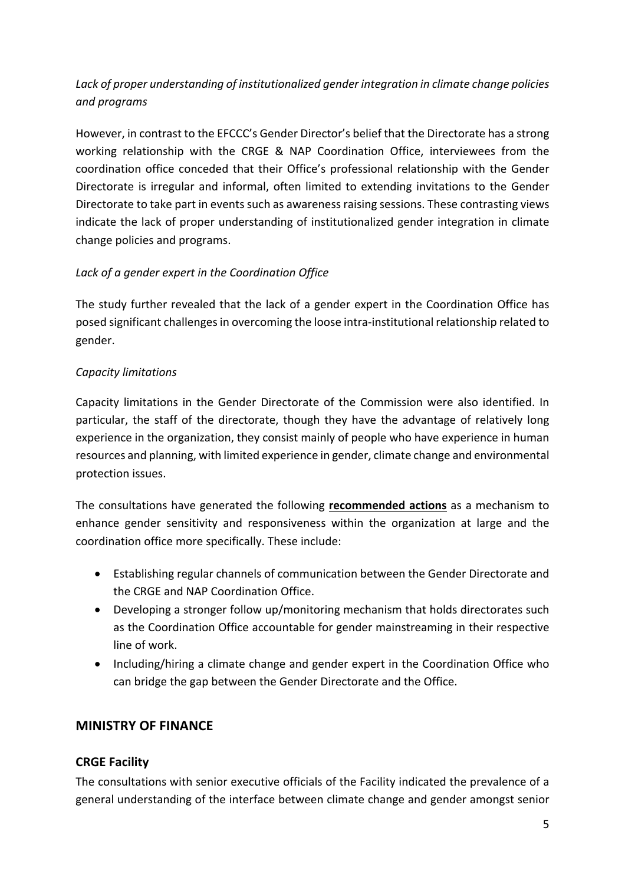*Lack of proper understanding of institutionalized gender integration in climate change policies and programs*

However, in contrast to the EFCCC's Gender Director's belief that the Directorate has a strong working relationship with the CRGE & NAP Coordination Office, interviewees from the coordination office conceded that their Office's professional relationship with the Gender Directorate is irregular and informal, often limited to extending invitations to the Gender Directorate to take part in events such as awareness raising sessions. These contrasting views indicate the lack of proper understanding of institutionalized gender integration in climate change policies and programs.

*Lack of a gender expert in the Coordination Office*

The study further revealed that the lack of a gender expert in the Coordination Office has posed significant challenges in overcoming the loose intra-institutional relationship related to gender.

*Capacity limitations*

Capacity limitations in the Gender Directorate of the Commission were also identified. In particular, the staff of the directorate, though they have the advantage of relatively long experience in the organization, they consist mainly of people who have experience in human resources and planning, with limited experience in gender, climate change and environmental protection issues.

The consultations have generated the following <u>**recommended actions**</u> as a mechanism to enhance gender sensitivity and responsiveness within the organization at large and the coordination office more specifically. These include:

- Establishing regular channels of communication between the Gender Directorate and the CRGE and NAP Coordination Office.
- Developing a stronger follow up/monitoring mechanism that holds directorates such as the Coordination Office accountable for gender mainstreaming in their respective line of work.
- Including/hiring a climate change and gender expert in the Coordination Office who can bridge the gap between the Gender Directorate and the Office.

## MINISTRY OF FINANCE

### CRGE Facility

The consultations with senior executive officials of the Facility indicated the prevalence of a general understanding of the interface between climate change and gender amongst senior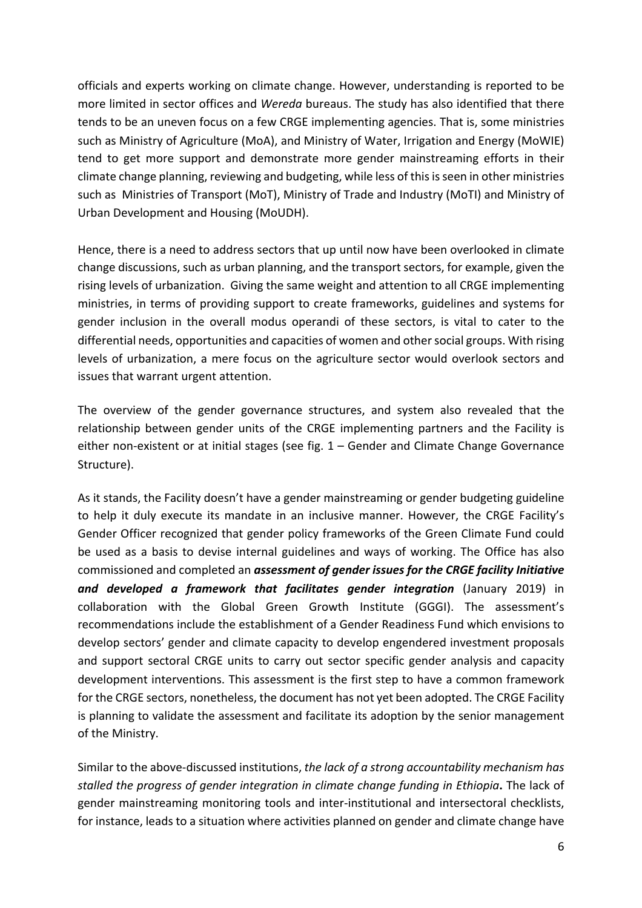officials and experts working on climate change. However, understanding is reported to be more limited in sector offices and *Wereda* bureaus. The study has also identified that there tends to be an uneven focus on a few CRGE implementing agencies. That is, some ministries such as Ministry of Agriculture (MoA), and Ministry of Water, Irrigation and Energy (MoWIE) tend to get more support and demonstrate more gender mainstreaming efforts in their climate change planning, reviewing and budgeting, while less of this is seen in other ministries such as Ministries of Transport (MoT), Ministry of Trade and Industry (MoTI) and Ministry of Urban Development and Housing (MoUDH).

Hence, there is a need to address sectors that up until now have been overlooked in climate change discussions, such as urban planning, and the transport sectors, for example, given the rising levels of urbanization. Giving the same weight and attention to all CRGE implementing ministries, in terms of providing support to create frameworks, guidelines and systems for gender inclusion in the overall modus operandi of these sectors, is vital to cater to the differential needs, opportunities and capacities of women and other social groups. With rising levels of urbanization, a mere focus on the agriculture sector would overlook sectors and issues that warrant urgent attention.

The overview of the gender governance structures, and system also revealed that the relationship between gender units of the CRGE implementing partners and the Facility is either non-existent or at initial stages (see fig. 1 – Gender and Climate Change Governance Structure).

As it stands, the Facility doesn't have a gender mainstreaming or gender budgeting guideline to help it duly execute its mandate in an inclusive manner. However, the CRGE Facility's Gender Officer recognized that gender policy frameworks of the Green Climate Fund could be used as a basis to devise internal guidelines and ways of working. The Office has also commissioned and completed an ***assessment of gender issues for the CRGE facility Initiative and developed a framework that facilitates gender integration*** (January 2019) in collaboration with the Global Green Growth Institute (GGGI). The assessment's recommendations include the establishment of a Gender Readiness Fund which envisions to develop sectors' gender and climate capacity to develop engendered investment proposals and support sectoral CRGE units to carry out sector specific gender analysis and capacity development interventions. This assessment is the first step to have a common framework for the CRGE sectors, nonetheless, the document has not yet been adopted. The CRGE Facility is planning to validate the assessment and facilitate its adoption by the senior management of the Ministry.

Similar to the above-discussed institutions, *the lack of a strong accountability mechanism has stalled the progress of gender integration in climate change funding in Ethiopia***.** The lack of gender mainstreaming monitoring tools and inter-institutional and intersectoral checklists, for instance, leads to a situation where activities planned on gender and climate change have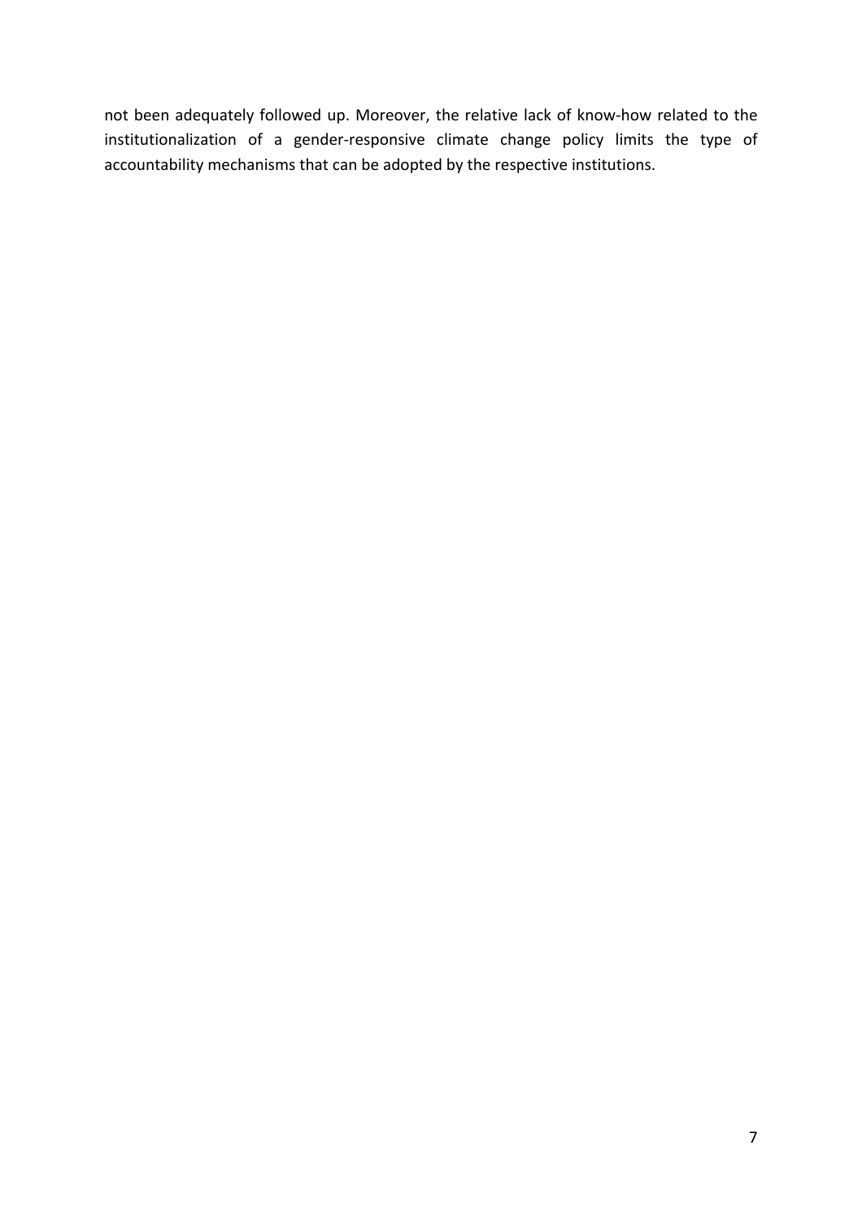not been adequately followed up. Moreover, the relative lack of know-how related to the institutionalization of a gender-responsive climate change policy limits the type of accountability mechanisms that can be adopted by the respective institutions.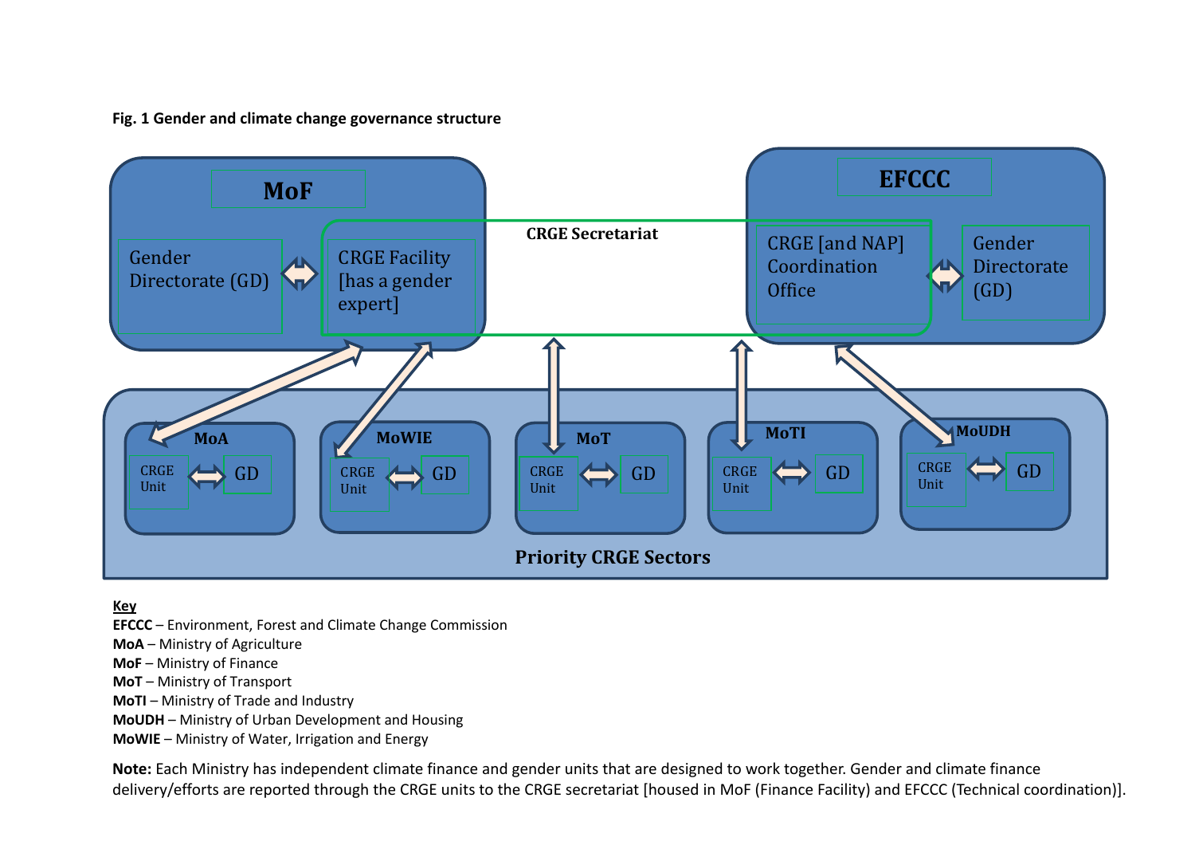**Fig. 1 Gender and climate change governance structure**

**MoF**

Gender Directorate (GD) ⇔ CRGE Facility [has a gender expert]

**CRGE Secretariat**

**EFCCC**

CRGE [and NAP] Coordination Office ⇔ Gender Directorate (GD)

**Priority CRGE Sectors**

- **MoA**: CRGE Unit ⇔ GD
- **MoWIE**: CRGE Unit ⇔ GD
- **MoT**: CRGE Unit ⇔ GD
- **MoTI**: CRGE Unit ⇔ GD
- **MoUDH**: CRGE Unit ⇔ GD

**Key**

**EFCCC** – Environment, Forest and Climate Change Commission
**MoA** – Ministry of Agriculture
**MoF** – Ministry of Finance
**MoT** – Ministry of Transport
**MoTI** – Ministry of Trade and Industry
**MoUDH** – Ministry of Urban Development and Housing
**MoWIE** – Ministry of Water, Irrigation and Energy

**Note:** Each Ministry has independent climate finance and gender units that are designed to work together. Gender and climate finance delivery/efforts are reported through the CRGE units to the CRGE secretariat [housed in MoF (Finance Facility) and EFCCC (Technical coordination)].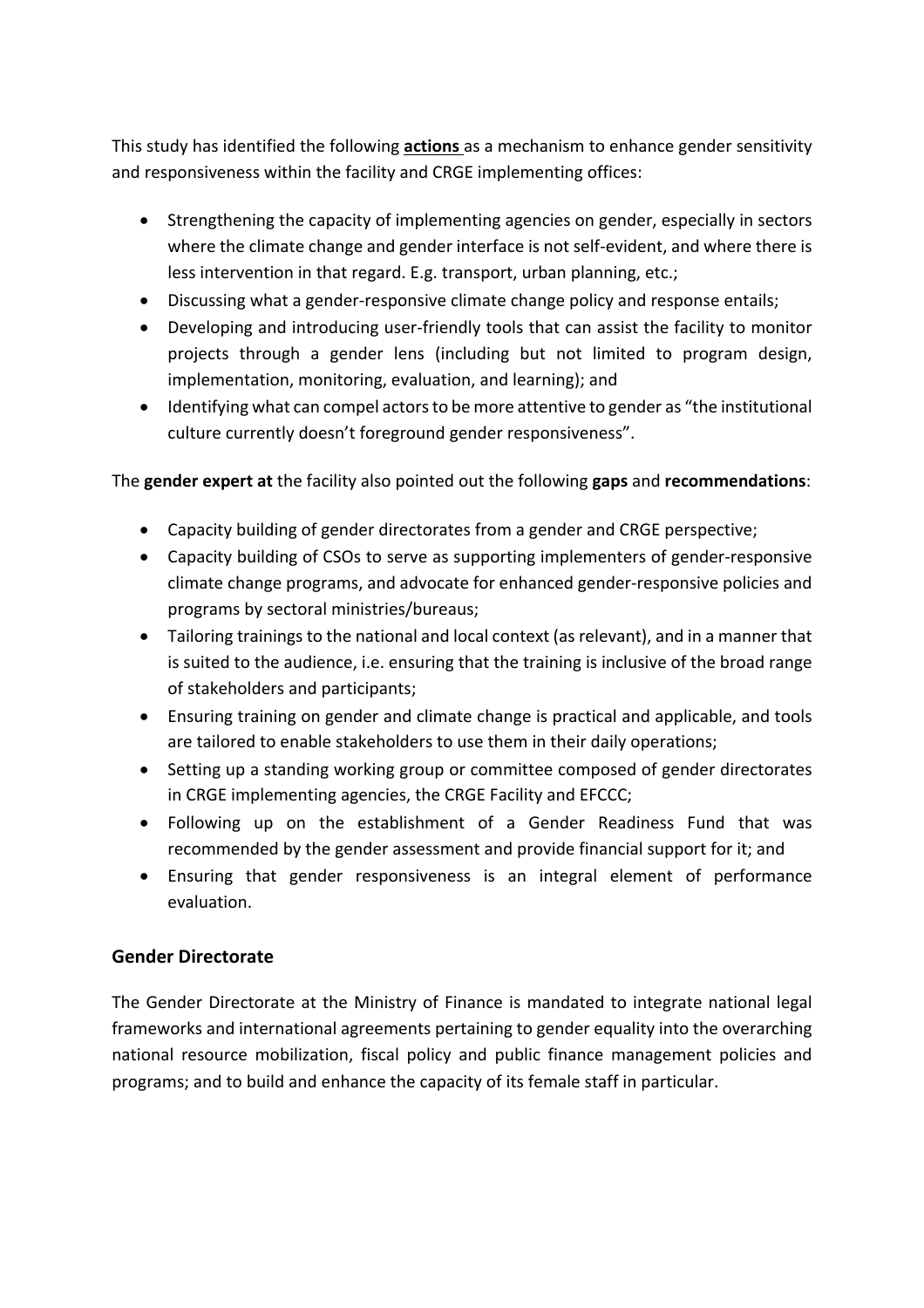This study has identified the following **actions** as a mechanism to enhance gender sensitivity and responsiveness within the facility and CRGE implementing offices:

- Strengthening the capacity of implementing agencies on gender, especially in sectors where the climate change and gender interface is not self-evident, and where there is less intervention in that regard. E.g. transport, urban planning, etc.;
- Discussing what a gender-responsive climate change policy and response entails;
- Developing and introducing user-friendly tools that can assist the facility to monitor projects through a gender lens (including but not limited to program design, implementation, monitoring, evaluation, and learning); and
- Identifying what can compel actors to be more attentive to gender as "the institutional culture currently doesn't foreground gender responsiveness".

The **gender expert at** the facility also pointed out the following **gaps** and **recommendations**:

- Capacity building of gender directorates from a gender and CRGE perspective;
- Capacity building of CSOs to serve as supporting implementers of gender-responsive climate change programs, and advocate for enhanced gender-responsive policies and programs by sectoral ministries/bureaus;
- Tailoring trainings to the national and local context (as relevant), and in a manner that is suited to the audience, i.e. ensuring that the training is inclusive of the broad range of stakeholders and participants;
- Ensuring training on gender and climate change is practical and applicable, and tools are tailored to enable stakeholders to use them in their daily operations;
- Setting up a standing working group or committee composed of gender directorates in CRGE implementing agencies, the CRGE Facility and EFCCC;
- Following up on the establishment of a Gender Readiness Fund that was recommended by the gender assessment and provide financial support for it; and
- Ensuring that gender responsiveness is an integral element of performance evaluation.

## Gender Directorate

The Gender Directorate at the Ministry of Finance is mandated to integrate national legal frameworks and international agreements pertaining to gender equality into the overarching national resource mobilization, fiscal policy and public finance management policies and programs; and to build and enhance the capacity of its female staff in particular.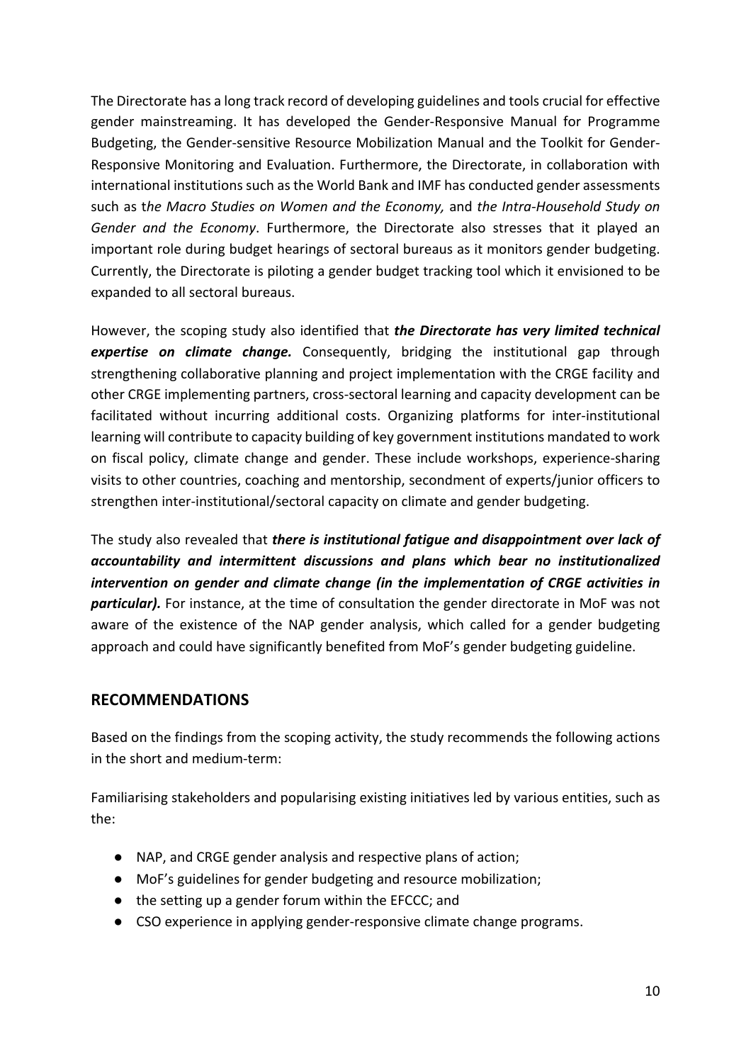The Directorate has a long track record of developing guidelines and tools crucial for effective gender mainstreaming. It has developed the Gender-Responsive Manual for Programme Budgeting, the Gender-sensitive Resource Mobilization Manual and the Toolkit for Gender-Responsive Monitoring and Evaluation. Furthermore, the Directorate, in collaboration with international institutions such as the World Bank and IMF has conducted gender assessments such as t*he Macro Studies on Women and the Economy,* and *the Intra-Household Study on Gender and the Economy*. Furthermore, the Directorate also stresses that it played an important role during budget hearings of sectoral bureaus as it monitors gender budgeting. Currently, the Directorate is piloting a gender budget tracking tool which it envisioned to be expanded to all sectoral bureaus.

However, the scoping study also identified that ***the Directorate has very limited technical expertise on climate change.*** Consequently, bridging the institutional gap through strengthening collaborative planning and project implementation with the CRGE facility and other CRGE implementing partners, cross-sectoral learning and capacity development can be facilitated without incurring additional costs. Organizing platforms for inter-institutional learning will contribute to capacity building of key government institutions mandated to work on fiscal policy, climate change and gender. These include workshops, experience-sharing visits to other countries, coaching and mentorship, secondment of experts/junior officers to strengthen inter-institutional/sectoral capacity on climate and gender budgeting.

The study also revealed that ***there is institutional fatigue and disappointment over lack of accountability and intermittent discussions and plans which bear no institutionalized intervention on gender and climate change (in the implementation of CRGE activities in particular).*** For instance, at the time of consultation the gender directorate in MoF was not aware of the existence of the NAP gender analysis, which called for a gender budgeting approach and could have significantly benefited from MoF's gender budgeting guideline.

## RECOMMENDATIONS

Based on the findings from the scoping activity, the study recommends the following actions in the short and medium-term:

Familiarising stakeholders and popularising existing initiatives led by various entities, such as the:

- NAP, and CRGE gender analysis and respective plans of action;
- MoF's guidelines for gender budgeting and resource mobilization;
- the setting up a gender forum within the EFCCC; and
- CSO experience in applying gender-responsive climate change programs.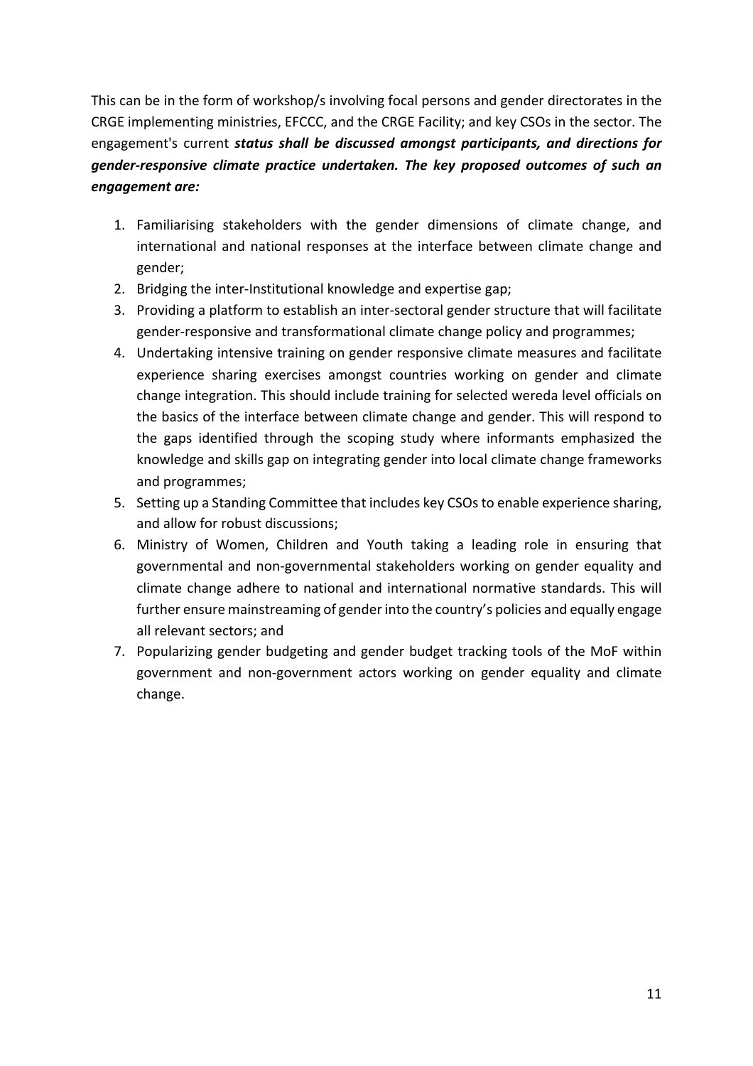This can be in the form of workshop/s involving focal persons and gender directorates in the CRGE implementing ministries, EFCCC, and the CRGE Facility; and key CSOs in the sector. The engagement's current ***status shall be discussed amongst participants, and directions for gender-responsive climate practice undertaken. The key proposed outcomes of such an engagement are:***

1. Familiarising stakeholders with the gender dimensions of climate change, and international and national responses at the interface between climate change and gender;
2. Bridging the inter-Institutional knowledge and expertise gap;
3. Providing a platform to establish an inter-sectoral gender structure that will facilitate gender-responsive and transformational climate change policy and programmes;
4. Undertaking intensive training on gender responsive climate measures and facilitate experience sharing exercises amongst countries working on gender and climate change integration. This should include training for selected wereda level officials on the basics of the interface between climate change and gender. This will respond to the gaps identified through the scoping study where informants emphasized the knowledge and skills gap on integrating gender into local climate change frameworks and programmes;
5. Setting up a Standing Committee that includes key CSOs to enable experience sharing, and allow for robust discussions;
6. Ministry of Women, Children and Youth taking a leading role in ensuring that governmental and non-governmental stakeholders working on gender equality and climate change adhere to national and international normative standards. This will further ensure mainstreaming of gender into the country's policies and equally engage all relevant sectors; and
7. Popularizing gender budgeting and gender budget tracking tools of the MoF within government and non-government actors working on gender equality and climate change.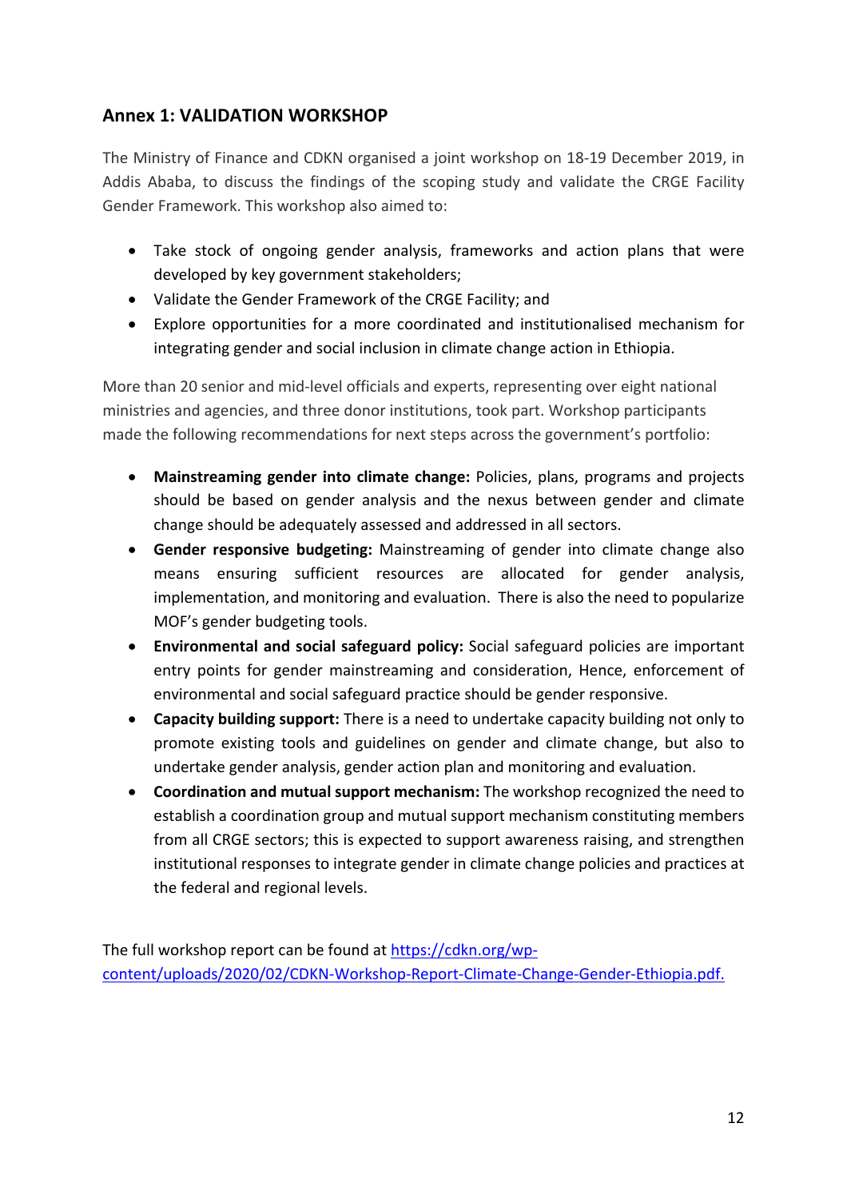## Annex 1: VALIDATION WORKSHOP

The Ministry of Finance and CDKN organised a joint workshop on 18-19 December 2019, in Addis Ababa, to discuss the findings of the scoping study and validate the CRGE Facility Gender Framework. This workshop also aimed to:

- Take stock of ongoing gender analysis, frameworks and action plans that were developed by key government stakeholders;
- Validate the Gender Framework of the CRGE Facility; and
- Explore opportunities for a more coordinated and institutionalised mechanism for integrating gender and social inclusion in climate change action in Ethiopia.

More than 20 senior and mid-level officials and experts, representing over eight national ministries and agencies, and three donor institutions, took part. Workshop participants made the following recommendations for next steps across the government's portfolio:

- **Mainstreaming gender into climate change:** Policies, plans, programs and projects should be based on gender analysis and the nexus between gender and climate change should be adequately assessed and addressed in all sectors.
- **Gender responsive budgeting:** Mainstreaming of gender into climate change also means ensuring sufficient resources are allocated for gender analysis, implementation, and monitoring and evaluation. There is also the need to popularize MOF's gender budgeting tools.
- **Environmental and social safeguard policy:** Social safeguard policies are important entry points for gender mainstreaming and consideration, Hence, enforcement of environmental and social safeguard practice should be gender responsive.
- **Capacity building support:** There is a need to undertake capacity building not only to promote existing tools and guidelines on gender and climate change, but also to undertake gender analysis, gender action plan and monitoring and evaluation.
- **Coordination and mutual support mechanism:** The workshop recognized the need to establish a coordination group and mutual support mechanism constituting members from all CRGE sectors; this is expected to support awareness raising, and strengthen institutional responses to integrate gender in climate change policies and practices at the federal and regional levels.

The full workshop report can be found at https://cdkn.org/wp-content/uploads/2020/02/CDKN-Workshop-Report-Climate-Change-Gender-Ethiopia.pdf.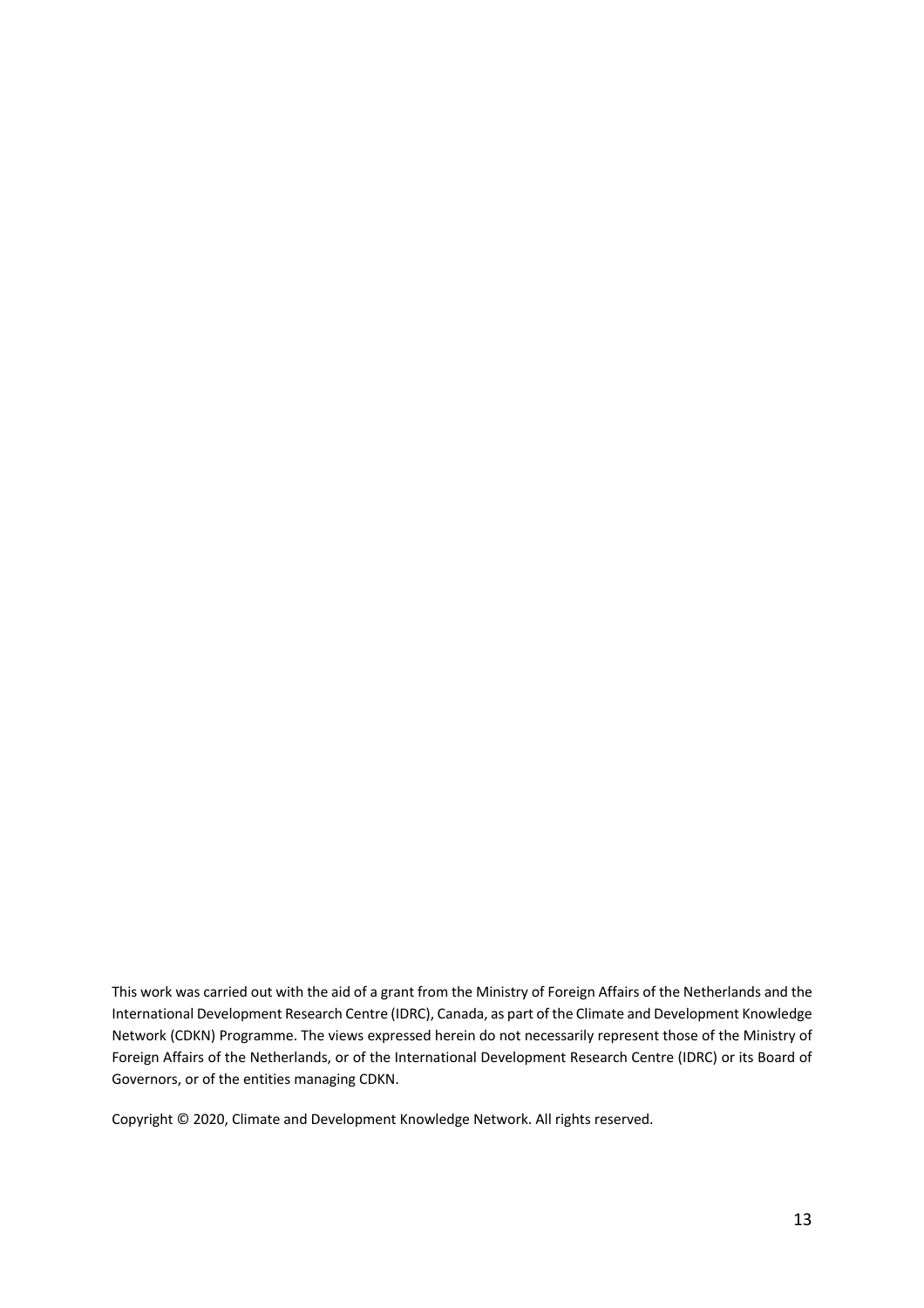This work was carried out with the aid of a grant from the Ministry of Foreign Affairs of the Netherlands and the International Development Research Centre (IDRC), Canada, as part of the Climate and Development Knowledge Network (CDKN) Programme. The views expressed herein do not necessarily represent those of the Ministry of Foreign Affairs of the Netherlands, or of the International Development Research Centre (IDRC) or its Board of Governors, or of the entities managing CDKN.

Copyright © 2020, Climate and Development Knowledge Network. All rights reserved.